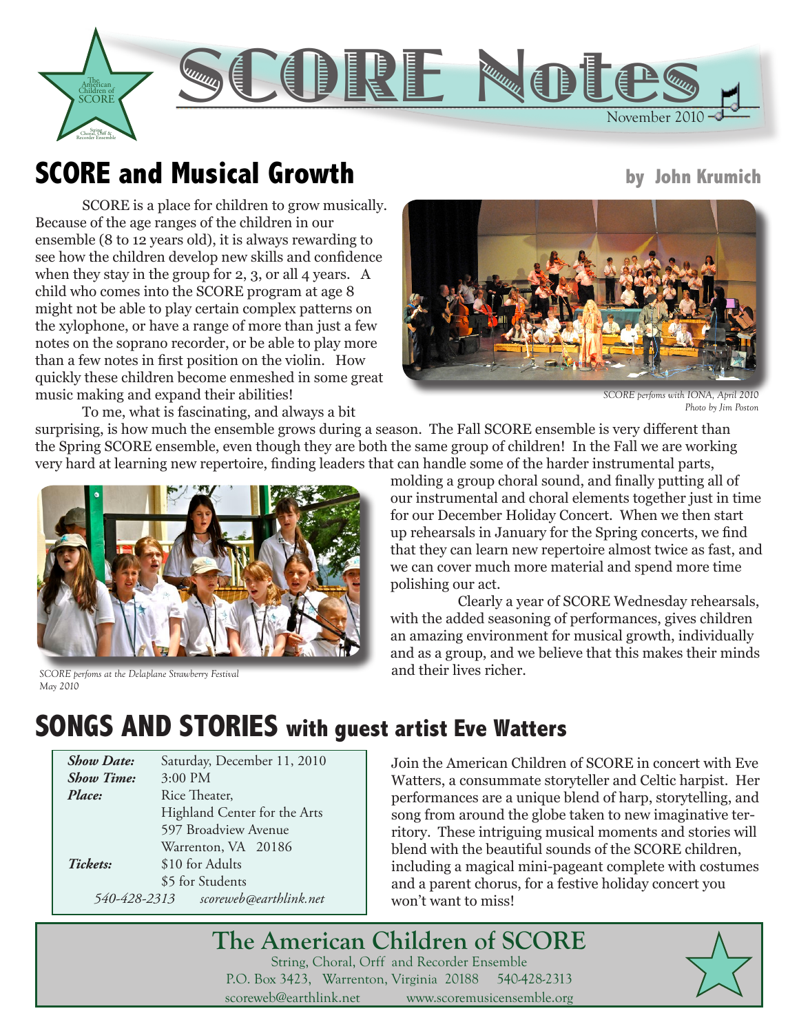# SCORE Notes

November 2010

## SCORE and Musical Growth

**by John Krumich**

SCORE is a place for children to grow musically. Because of the age ranges of the children in our ensemble (8 to 12 years old), it is always rewarding to see how the children develop new skills and confidence when they stay in the group for 2, 3, or all 4 years. A child who comes into the SCORE program at age 8 might not be able to play certain complex patterns on the xylophone, or have a range of more than just a few notes on the soprano recorder, or be able to play more than a few notes in first position on the violin. How quickly these children become enmeshed in some great music making and expand their abilities!

*SCORE perfoms with IONA, April 2010*
*Photo by Jim Poston*

To me, what is fascinating, and always a bit surprising, is how much the ensemble grows during a season. The Fall SCORE ensemble is very different than the Spring SCORE ensemble, even though they are both the same group of children! In the Fall we are working very hard at learning new repertoire, finding leaders that can handle some of the harder instrumental parts, molding a group choral sound, and finally putting all of our instrumental and choral elements together just in time for our December Holiday Concert. When we then start up rehearsals in January for the Spring concerts, we find that they can learn new repertoire almost twice as fast, and we can cover much more material and spend more time polishing our act.

*SCORE perfoms at the Delaplane Strawberry Festival May 2010*

Clearly a year of SCORE Wednesday rehearsals, with the added seasoning of performances, gives children an amazing environment for musical growth, individually and as a group, and we believe that this makes their minds and their lives richer.

## SONGS AND STORIES with guest artist Eve Watters

| | |
|---|---|
| ***Show Date:*** | Saturday, December 11, 2010 |
| ***Show Time:*** | 3:00 PM |
| ***Place:*** | Rice Theater, Highland Center for the Arts, 597 Broadview Avenue, Warrenton, VA 20186 |
| ***Tickets:*** | $10 for Adults, $5 for Students |
| *540-428-2313* | *scoreweb@earthlink.net* |

Join the American Children of SCORE in concert with Eve Watters, a consummate storyteller and Celtic harpist. Her performances are a unique blend of harp, storytelling, and song from around the globe taken to new imaginative territory. These intriguing musical moments and stories will blend with the beautiful sounds of the SCORE children, including a magical mini-pageant complete with costumes and a parent chorus, for a festive holiday concert you won't want to miss!

**The American Children of SCORE**
String, Choral, Orff and Recorder Ensemble
P.O. Box 3423, Warrenton, Virginia 20188 540-428-2313
scoreweb@earthlink.net www.scoremusicensemble.org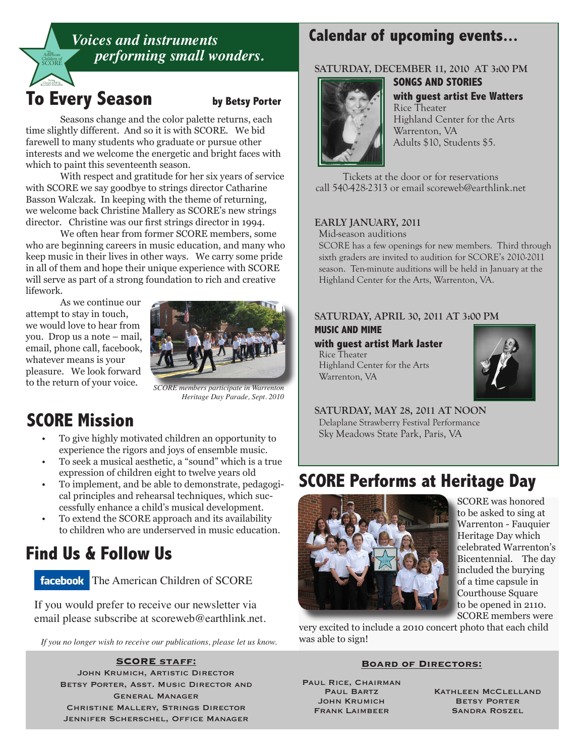*Voices and instruments performing small wonders.*

# To Every Season

**by Betsy Porter**

Seasons change and the color palette returns, each time slightly different. And so it is with SCORE. We bid farewell to many students who graduate or pursue other interests and we welcome the energetic and bright faces with which to paint this seventeenth season.

With respect and gratitude for her six years of service with SCORE we say goodbye to strings director Catharine Basson Walczak. In keeping with the theme of returning, we welcome back Christine Mallery as SCORE's new strings director. Christine was our first strings director in 1994.

We often hear from former SCORE members, some who are beginning careers in music education, and many who keep music in their lives in other ways. We carry some pride in all of them and hope their unique experience with SCORE will serve as part of a strong foundation to rich and creative lifework.

As we continue our attempt to stay in touch, we would love to hear from you. Drop us a note – mail, email, phone call, facebook, whatever means is your pleasure. We look forward to the return of your voice.

*SCORE members participate in Warrenton Heritage Day Parade, Sept. 2010*

# SCORE Mission

- To give highly motivated children an opportunity to experience the rigors and joys of ensemble music.
- To seek a musical aesthetic, a "sound" which is a true expression of children eight to twelve years old
- To implement, and be able to demonstrate, pedagogical principles and rehearsal techniques, which successfully enhance a child's musical development.
- To extend the SCORE approach and its availability to children who are underserved in music education.

# Find Us & Follow Us

facebook The American Children of SCORE

If you would prefer to receive our newsletter via email please subscribe at scoreweb@earthlink.net.

*If you no longer wish to receive our publications, please let us know.*

# Calendar of upcoming events...

**SATURDAY, DECEMBER 11, 2010 AT 3:00 PM**

**SONGS AND STORIES**
**with guest artist Eve Watters**
Rice Theater
Highland Center for the Arts
Warrenton, VA
Adults $10, Students $5.

Tickets at the door or for reservations call 540-428-2313 or email scoreweb@earthlink.net

**EARLY JANUARY, 2011**
Mid-season auditions
SCORE has a few openings for new members. Third through sixth graders are invited to audition for SCORE's 2010-2011 season. Ten-minute auditions will be held in January at the Highland Center for the Arts, Warrenton, VA.

**SATURDAY, APRIL 30, 2011 AT 3:00 PM**

**MUSIC AND MIME**
**with guest artist Mark Jaster**
Rice Theater
Highland Center for the Arts
Warrenton, VA

**SATURDAY, MAY 28, 2011 AT NOON**
Delaplane Strawberry Festival Performance
Sky Meadows State Park, Paris, VA

# SCORE Performs at Heritage Day

SCORE was honored to be asked to sing at Warrenton - Fauquier Heritage Day which celebrated Warrenton's Bicentennial. The day included the burying of a time capsule in Courthouse Square to be opened in 2110. SCORE members were very excited to include a 2010 concert photo that each child was able to sign!

**SCORE STAFF:**

John Krumich, Artistic Director
Betsy Porter, Asst. Music Director and General Manager
Christine Mallery, Strings Director
Jennifer Scherschel, Office Manager

**BOARD OF DIRECTORS:**

Paul Rice, Chairman
Paul Bartz
John Krumich
Frank Laimbeer
Kathleen McClelland
Betsy Porter
Sandra Roszel